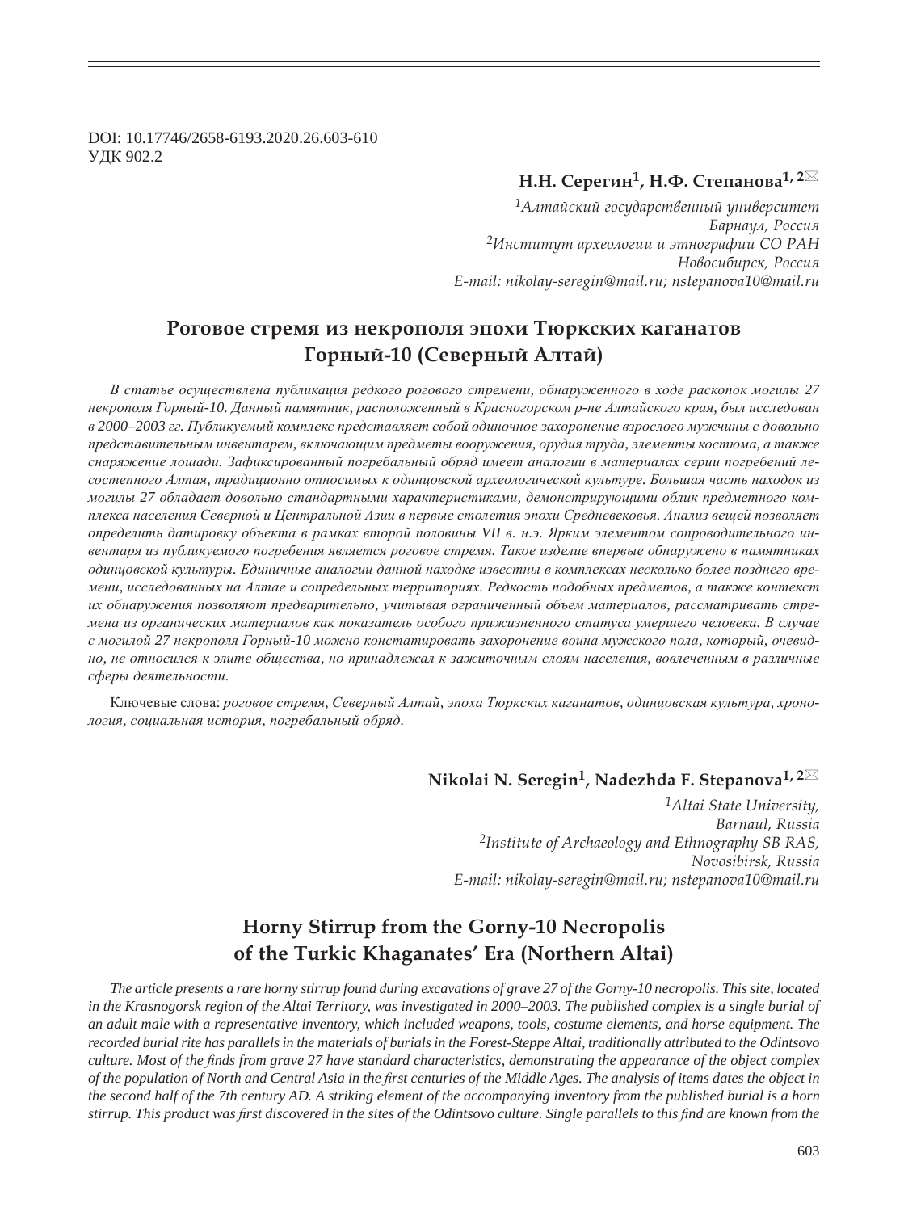DOI: 10.17746/2658-6193.2020.26.603-610
УДК 902.2

**Н.Н. Серегин[1], Н.Ф. Степанова[1, 2]✉**

*[1]Алтайский государственный университет*
*Барнаул, Россия*
*[2]Институт археологии и этнографии СО РАН*
*Новосибирск, Россия*
*E-mail: nikolay-seregin@mail.ru; nstepanova10@mail.ru*

# Роговое стремя из некрополя эпохи Тюркских каганатов Горный-10 (Северный Алтай)

*В статье осуществлена публикация редкого рогового стремени, обнаруженного в ходе раскопок могилы 27 некрополя Горный-10. Данный памятник, расположенный в Красногорском р-не Алтайского края, был исследован в 2000–2003 гг. Публикуемый комплекс представляет собой одиночное захоронение взрослого мужчины с довольно представительным инвентарем, включающим предметы вооружения, орудия труда, элементы костюма, а также снаряжение лошади. Зафиксированный погребальный обряд имеет аналогии в материалах серии погребений лесостепного Алтая, традиционно относимых к одинцовской археологической культуре. Большая часть находок из могилы 27 обладает довольно стандартными характеристиками, демонстрирующими облик предметного комплекса населения Северной и Центральной Азии в первые столетия эпохи Средневековья. Анализ вещей позволяет определить датировку объекта в рамках второй половины VII в. н.э. Ярким элементом сопроводительного инвентаря из публикуемого погребения является роговое стремя. Такое изделие впервые обнаружено в памятниках одинцовской культуры. Единичные аналогии данной находке известны в комплексах несколько более позднего времени, исследованных на Алтае и сопредельных территориях. Редкость подобных предметов, а также контекст их обнаружения позволяют предварительно, учитывая ограниченный объем материалов, рассматривать стремена из органических материалов как показатель особого прижизненного статуса умершего человека. В случае с могилой 27 некрополя Горный-10 можно констатировать захоронение воина мужского пола, который, очевидно, не относился к элите общества, но принадлежал к зажиточным слоям населения, вовлеченным в различные сферы деятельности.*

Ключевые слова: *роговое стремя, Северный Алтай, эпоха Тюркских каганатов, одинцовская культура, хронология, социальная история, погребальный обряд.*

**Nikolai N. Seregin[1], Nadezhda F. Stepanova[1, 2]✉**

*[1]Altai State University,*
*Barnaul, Russia*
*[2]Institute of Archaeology and Ethnography SB RAS,*
*Novosibirsk, Russia*
*E-mail: nikolay-seregin@mail.ru; nstepanova10@mail.ru*

# Horny Stirrup from the Gorny-10 Necropolis of the Turkic Khaganates' Era (Northern Altai)

*The article presents a rare horny stirrup found during excavations of grave 27 of the Gorny-10 necropolis. This site, located in the Krasnogorsk region of the Altai Territory, was investigated in 2000–2003. The published complex is a single burial of an adult male with a representative inventory, which included weapons, tools, costume elements, and horse equipment. The recorded burial rite has parallels in the materials of burials in the Forest-Steppe Altai, traditionally attributed to the Odintsovo culture. Most of the finds from grave 27 have standard characteristics, demonstrating the appearance of the object complex of the population of North and Central Asia in the first centuries of the Middle Ages. The analysis of items dates the object in the second half of the 7th century AD. A striking element of the accompanying inventory from the published burial is a horn stirrup. This product was first discovered in the sites of the Odintsovo culture. Single parallels to this find are known from the*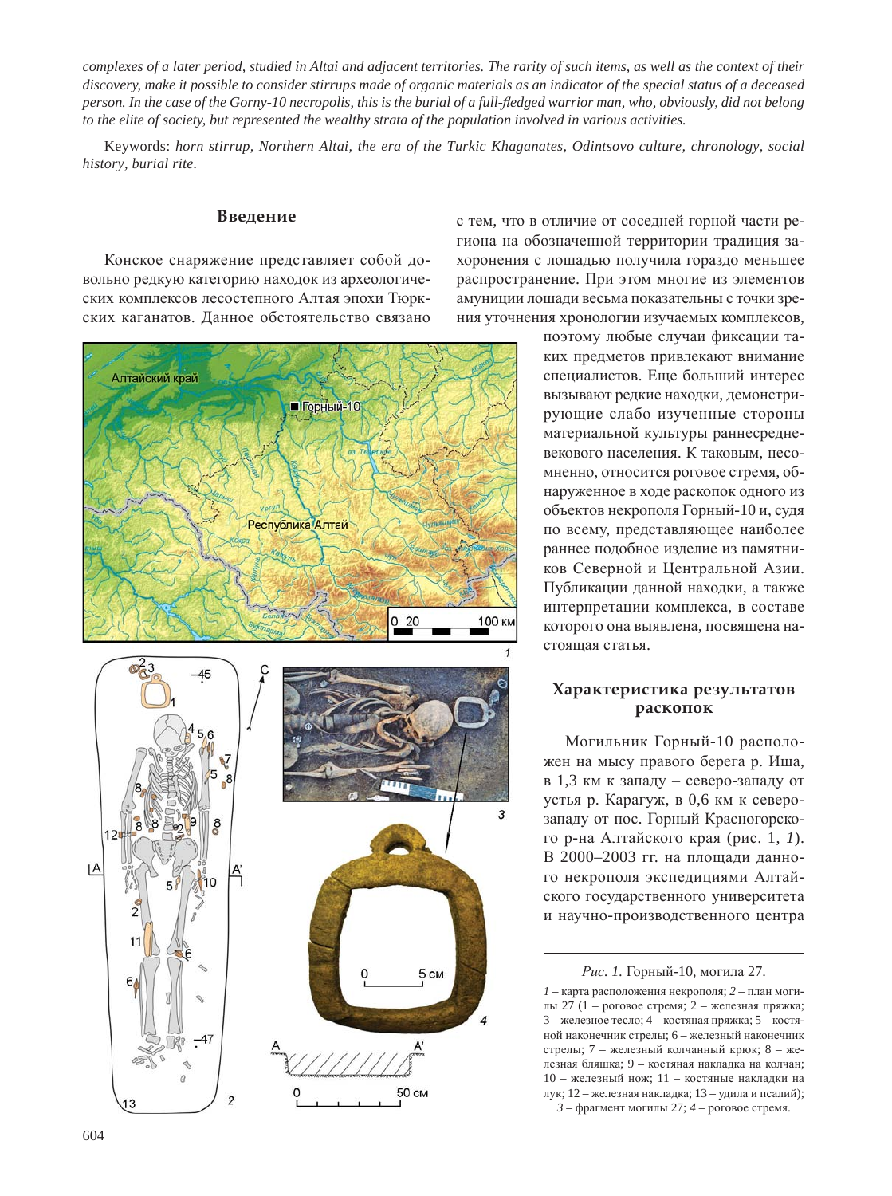*complexes of a later period, studied in Altai and adjacent territories. The rarity of such items, as well as the context of their discovery, make it possible to consider stirrups made of organic materials as an indicator of the special status of a deceased person. In the case of the Gorny-10 necropolis, this is the burial of a full-fledged warrior man, who, obviously, did not belong to the elite of society, but represented the wealthy strata of the population involved in various activities.*

Keywords: *horn stirrup, Northern Altai, the era of the Turkic Khaganates, Odintsovo culture, chronology, social history, burial rite.*

## Введение

Конское снаряжение представляет собой довольно редкую категорию находок из археологических комплексов лесостепного Алтая эпохи Тюркских каганатов. Данное обстоятельство связано с тем, что в отличие от соседней горной части региона на обозначенной территории традиция захоронения с лошадью получила гораздо меньшее распространение. При этом многие из элементов амуниции лошади весьма показательны с точки зрения уточнения хронологии изучаемых комплексов, поэтому любые случаи фиксации таких предметов привлекают внимание специалистов. Еще больший интерес вызывают редкие находки, демонстрирующие слабо изученные стороны материальной культуры раннесредневекового населения. К таковым, несомненно, относится роговое стремя, обнаруженное в ходе раскопок одного из объектов некрополя Горный-10 и, судя по всему, представляющее наиболее раннее подобное изделие из памятников Северной и Центральной Азии. Публикации данной находки, а также интерпретации комплекса, в составе которого она выявлена, посвящена настоящая статья.

*Рис. 1.* Горный-10, могила 27.

*1* – карта расположения некрополя; *2* – план могилы 27 (1 – роговое стремя; 2 – железная пряжка; 3 – железное тесло; 4 – костяная пряжка; 5 – костяной наконечник стрелы; 6 – железный наконечник стрелы; 7 – железный колчанный крюк; 8 – железная бляшка; 9 – костяная накладка на колчан; 10 – железный нож; 11 – костяные накладки на лук; 12 – железная накладка; 13 – удила и псалий); *3* – фрагмент могилы 27; *4* – роговое стремя.

## Характеристика результатов раскопок

Могильник Горный-10 расположен на мысу правого берега р. Иша, в 1,3 км к западу – северо-западу от устья р. Карагуж, в 0,6 км к северо-западу от пос. Горный Красногорского р-на Алтайского края (рис. 1, *1*). В 2000–2003 гг. на площади данного некрополя экспедициями Алтайского государственного университета и научно-производственного центра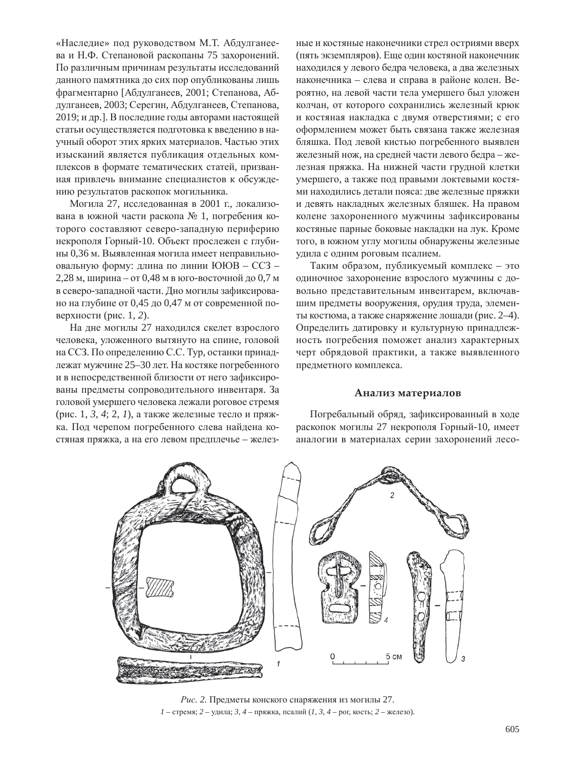«Наследие» под руководством М.Т. Абдулганеева и Н.Ф. Степановой раскопаны 75 захоронений. По различным причинам результаты исследований данного памятника до сих пор опубликованы лишь фрагментарно [Абдулганеев, 2001; Степанова, Абдулганеев, 2003; Серегин, Абдулганеев, Степанова, 2019; и др.]. В последние годы авторами настоящей статьи осуществляется подготовка к введению в научный оборот этих ярких материалов. Частью этих изысканий является публикация отдельных комплексов в формате тематических статей, призванная привлечь внимание специалистов к обсуждению результатов раскопок могильника.

Могила 27, исследованная в 2001 г., локализована в южной части раскопа № 1, погребения которого составляют северо-западную периферию некрополя Горный-10. Объект прослежен с глубины 0,36 м. Выявленная могила имеет неправильно-овальную форму: длина по линии ЮЮВ – ССЗ – 2,28 м, ширина – от 0,48 м в юго-восточной до 0,7 м в северо-западной части. Дно могилы зафиксировано на глубине от 0,45 до 0,47 м от современной поверхности (рис. 1, *2*).

На дне могилы 27 находился скелет взрослого человека, уложенного вытянуто на спине, головой на ССЗ. По определению С.С. Тур, останки принадлежат мужчине 25–30 лет. На костяке погребенного и в непосредственной близости от него зафиксированы предметы сопроводительного инвентаря. За головой умершего человека лежали роговое стремя (рис. 1, *3*, *4*; 2, *1*), а также железные тесло и пряжка. Под черепом погребенного слева найдена костяная пряжка, а на его левом предплечье – железные и костяные наконечники стрел остриями вверх (пять экземпляров). Еще один костяной наконечник находился у левого бедра человека, а два железных наконечника – слева и справа в районе колен. Вероятно, на левой части тела умершего был уложен колчан, от которого сохранились железный крюк и костяная накладка с двумя отверстиями; с его оформлением может быть связана также железная бляшка. Под левой кистью погребенного выявлен железный нож, на средней части левого бедра – железная пряжка. На нижней части грудной клетки умершего, а также под правыми локтевыми костями находились детали пояса: две железные пряжки и девять накладных железных бляшек. На правом колене захороненного мужчины зафиксированы костяные парные боковые накладки на лук. Кроме того, в южном углу могилы обнаружены железные удила с одним роговым псалием.

Таким образом, публикуемый комплекс – это одиночное захоронение взрослого мужчины с довольно представительным инвентарем, включавшим предметы вооружения, орудия труда, элементы костюма, а также снаряжение лошади (рис. 2–4). Определить датировку и культурную принадлежность погребения поможет анализ характерных черт обрядовой практики, а также выявленного предметного комплекса.

## Анализ материалов

Погребальный обряд, зафиксированный в ходе раскопок могилы 27 некрополя Горный-10, имеет аналогии в материалах серии захоронений лесо-

*Рис. 2.* Предметы конского снаряжения из могилы 27.
*1* – стремя; *2* – удила; *3*, *4* – пряжка, псалий (*1*, *3*, *4* – рог, кость; *2* – железо).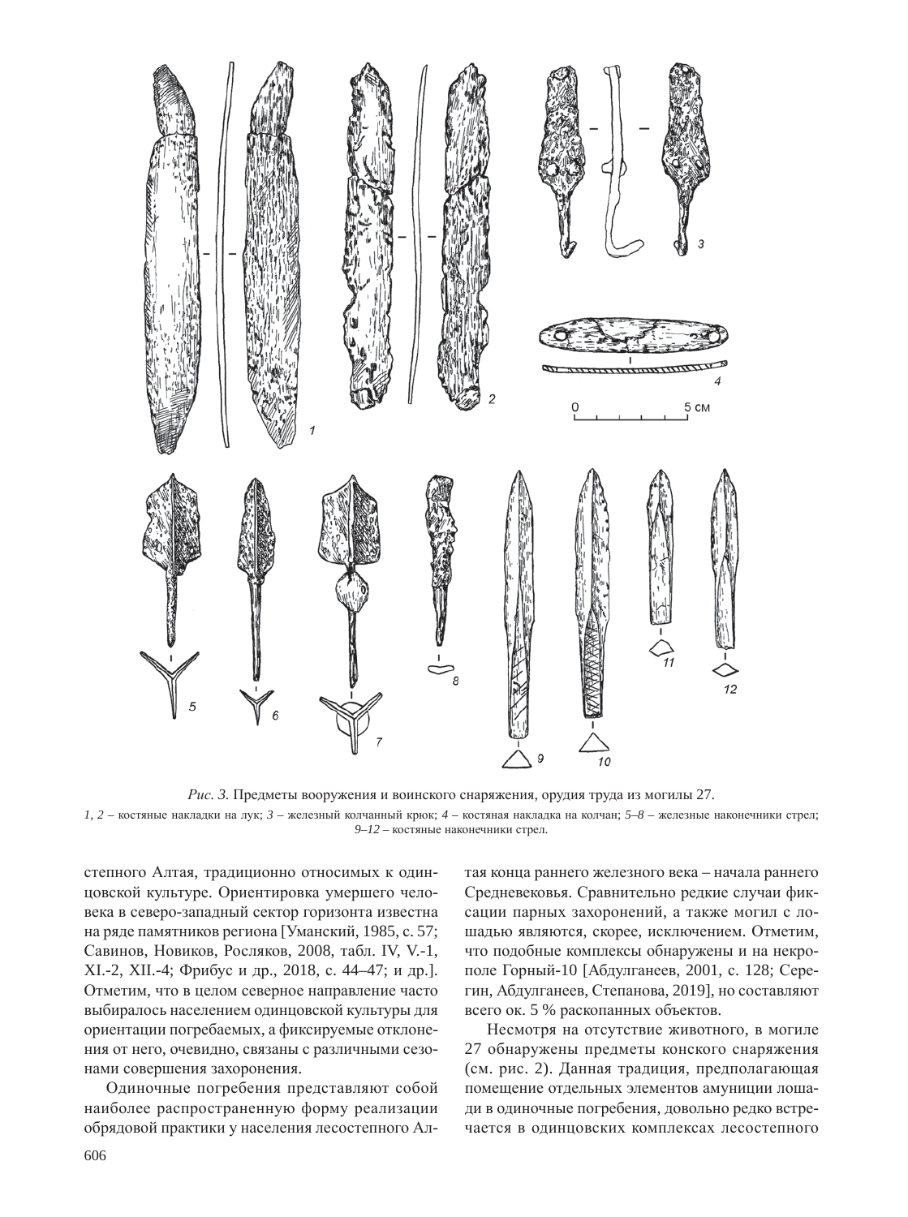*Рис. 3.* Предметы вооружения и воинского снаряжения, орудия труда из могилы 27.

*1, 2* – костяные накладки на лук; *3* – железный колчанный крюк; *4* – костяная накладка на колчан; *5–8* – железные наконечники стрел; *9–12* – костяные наконечники стрел.

степного Алтая, традиционно относимых к одинцовской культуре. Ориентировка умершего человека в северо-западный сектор горизонта известна на ряде памятников региона [Уманский, 1985, с. 57; Савинов, Новиков, Росляков, 2008, табл. IV, V.-1, XI.-2, XII.-4; Фрибус и др., 2018, с. 44–47; и др.]. Отметим, что в целом северное направление часто выбиралось населением одинцовской культуры для ориентации погребаемых, а фиксируемые отклонения от него, очевидно, связаны с различными сезонами совершения захоронения.

Одиночные погребения представляют собой наиболее распространенную форму реализации обрядовой практики у населения лесостепного Алтая конца раннего железного века – начала раннего Средневековья. Сравнительно редкие случаи фиксации парных захоронений, а также могил с лошадью являются, скорее, исключением. Отметим, что подобные комплексы обнаружены и на некрополе Горный-10 [Абдулганеев, 2001, с. 128; Серегин, Абдулганеев, Степанова, 2019], но составляют всего ок. 5 % раскопанных объектов.

Несмотря на отсутствие животного, в могиле 27 обнаружены предметы конского снаряжения (см. рис. 2). Данная традиция, предполагающая помещение отдельных элементов амуниции лошади в одиночные погребения, довольно редко встречается в одинцовских комплексах лесостепного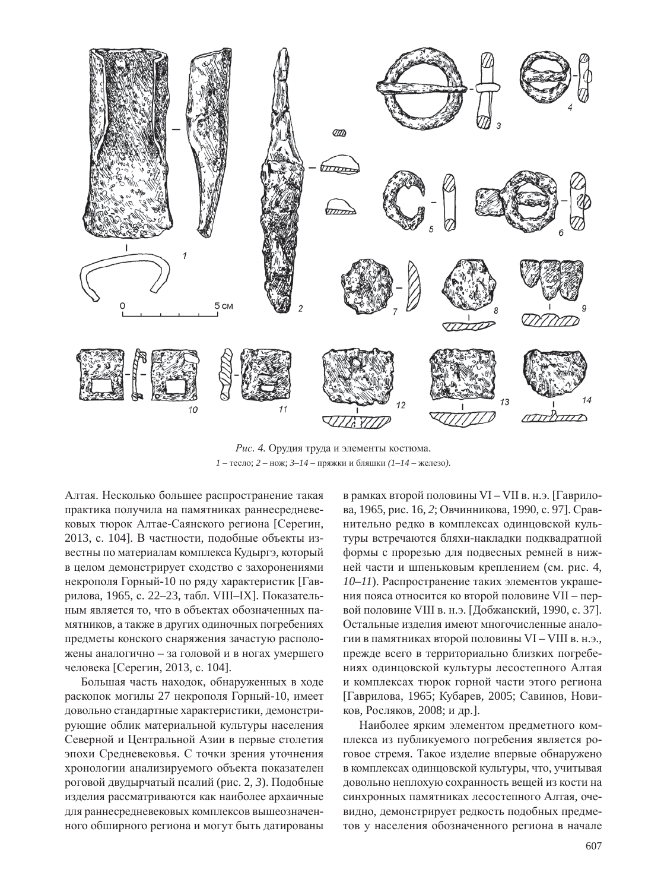*Рис. 4.* Орудия труда и элементы костюма.
*1* – тесло; *2* – нож; *3–14* – пряжки и бляшки *(1–14* – железо*)*.

Алтая. Несколько большее распространение такая практика получила на памятниках раннесредневековых тюрок Алтае-Саянского региона [Серегин, 2013, с. 104]. В частности, подобные объекты известны по материалам комплекса Кудыргэ, который в целом демонстрирует сходство с захоронениями некрополя Горный-10 по ряду характеристик [Гаврилова, 1965, с. 22–23, табл. VIII–IX]. Показательным является то, что в объектах обозначенных памятников, а также в других одиночных погребениях предметы конского снаряжения зачастую расположены аналогично – за головой и в ногах умершего человека [Серегин, 2013, с. 104].

Большая часть находок, обнаруженных в ходе раскопок могилы 27 некрополя Горный-10, имеет довольно стандартные характеристики, демонстрирующие облик материальной культуры населения Северной и Центральной Азии в первые столетия эпохи Средневековья. С точки зрения уточнения хронологии анализируемого объекта показателен роговой двудырчатый псалий (рис. 2, *3*). Подобные изделия рассматриваются как наиболее архаичные для раннесредневековых комплексов вышеозначенного обширного региона и могут быть датированы в рамках второй половины VI – VII в. н.э. [Гаврилова, 1965, рис. 16, *2*; Овчинникова, 1990, с. 97]. Сравнительно редко в комплексах одинцовской культуры встречаются бляхи-накладки подквадратной формы с прорезью для подвесных ремней в нижней части и шпеньковым креплением (см. рис. 4, *10–11*). Распространение таких элементов украшения пояса относится ко второй половине VII – первой половине VIII в. н.э. [Добжанский, 1990, с. 37]. Остальные изделия имеют многочисленные аналогии в памятниках второй половины VI – VIII в. н.э., прежде всего в территориально близких погребениях одинцовской культуры лесостепного Алтая и комплексах тюрок горной части этого региона [Гаврилова, 1965; Кубарев, 2005; Савинов, Новиков, Росляков, 2008; и др.].

Наиболее ярким элементом предметного комплекса из публикуемого погребения является роговое стремя. Такое изделие впервые обнаружено в комплексах одинцовской культуры, что, учитывая довольно неплохую сохранность вещей из кости на синхронных памятниках лесостепного Алтая, очевидно, демонстрирует редкость подобных предметов у населения обозначенного региона в начале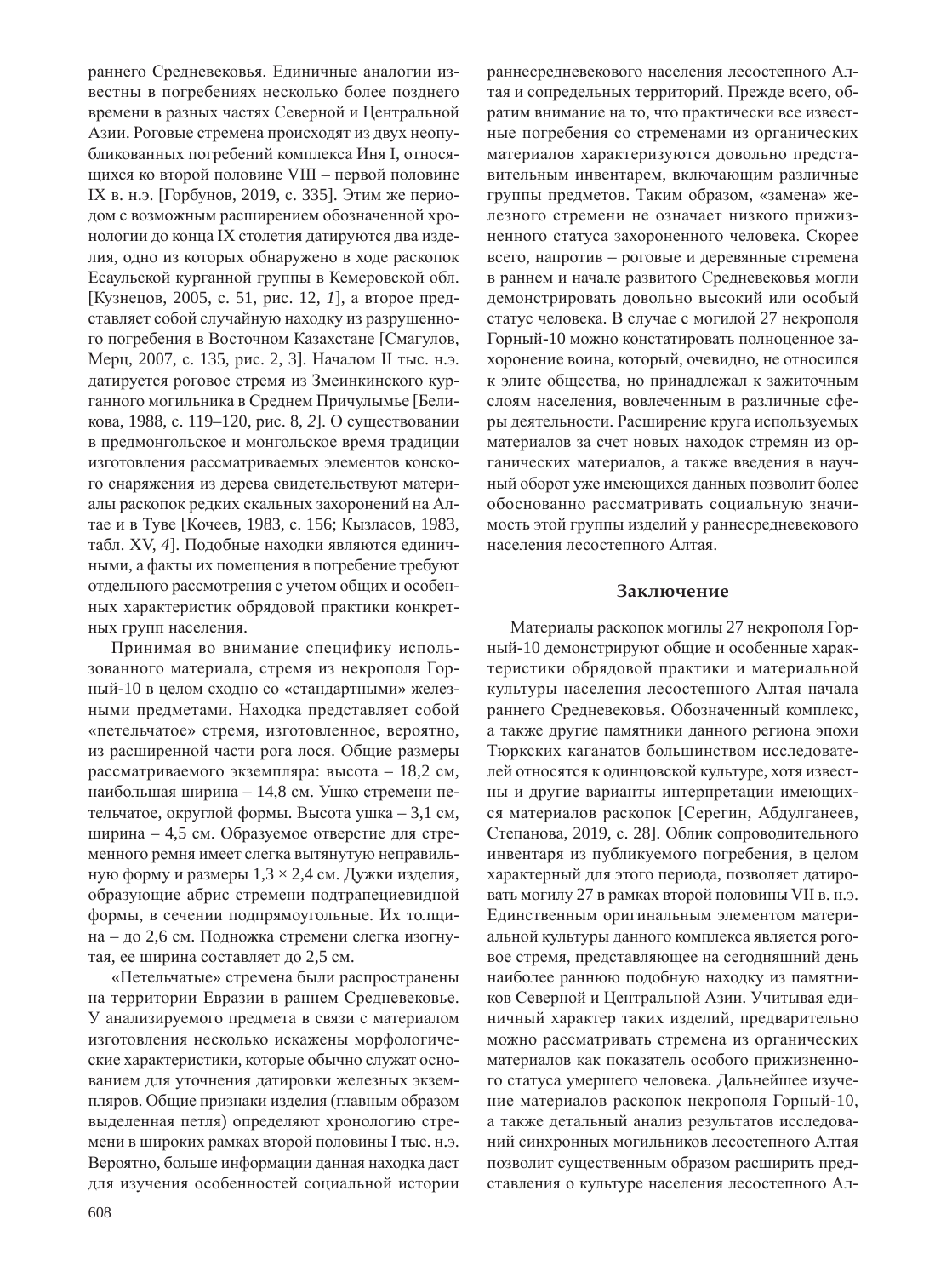раннего Средневековья. Единичные аналогии известны в погребениях несколько более позднего времени в разных частях Северной и Центральной Азии. Роговые стремена происходят из двух неопубликованных погребений комплекса Иня I, относящихся ко второй половине VIII – первой половине IX в. н.э. [Горбунов, 2019, с. 335]. Этим же периодом с возможным расширением обозначенной хронологии до конца IX столетия датируются два изделия, одно из которых обнаружено в ходе раскопок Есаульской курганной группы в Кемеровской обл. [Кузнецов, 2005, с. 51, рис. 12, *1*], а второе представляет собой случайную находку из разрушенного погребения в Восточном Казахстане [Смагулов, Мерц, 2007, с. 135, рис. 2, *3*]. Началом II тыс. н.э. датируется роговое стремя из Змеинкинского курганного могильника в Среднем Причулымье [Беликова, 1988, с. 119–120, рис. 8, *2*]. О существовании в предмонгольское и монгольское время традиции изготовления рассматриваемых элементов конского снаряжения из дерева свидетельствуют материалы раскопок редких скальных захоронений на Алтае и в Туве [Кочеев, 1983, с. 156; Кызласов, 1983, табл. XV, *4*]. Подобные находки являются единичными, а факты их помещения в погребение требуют отдельного рассмотрения с учетом общих и особенных характеристик обрядовой практики конкретных групп населения.

Принимая во внимание специфику использованного материала, стремя из некрополя Горный-10 в целом сходно со «стандартными» железными предметами. Находка представляет собой «петельчатое» стремя, изготовленное, вероятно, из расширенной части рога лося. Общие размеры рассматриваемого экземпляра: высота – 18,2 см, наибольшая ширина – 14,8 см. Ушко стремени петельчатое, округлой формы. Высота ушка – 3,1 см, ширина – 4,5 см. Образуемое отверстие для стременного ремня имеет слегка вытянутую неправильную форму и размеры 1,3 × 2,4 см. Дужки изделия, образующие абрис стремени подтрапециевидной формы, в сечении подпрямоугольные. Их толщина – до 2,6 см. Подножка стремени слегка изогнутая, ее ширина составляет до 2,5 см.

«Петельчатые» стремена были распространены на территории Евразии в раннем Средневековье. У анализируемого предмета в связи с материалом изготовления несколько искажены морфологические характеристики, которые обычно служат основанием для уточнения датировки железных экземпляров. Общие признаки изделия (главным образом выделенная петля) определяют хронологию стремени в широких рамках второй половины I тыс. н.э. Вероятно, больше информации данная находка даст для изучения особенностей социальной истории раннесредневекового населения лесостепного Алтая и сопредельных территорий. Прежде всего, обратим внимание на то, что практически все известные погребения со стременами из органических материалов характеризуются довольно представительным инвентарем, включающим различные группы предметов. Таким образом, «замена» железного стремени не означает низкого прижизненного статуса захороненного человека. Скорее всего, напротив – роговые и деревянные стремена в раннем и начале развитого Средневековья могли демонстрировать довольно высокий или особый статус человека. В случае с могилой 27 некрополя Горный-10 можно констатировать полноценное захоронение воина, который, очевидно, не относился к элите общества, но принадлежал к зажиточным слоям населения, вовлеченным в различные сферы деятельности. Расширение круга используемых материалов за счет новых находок стремян из органических материалов, а также введения в научный оборот уже имеющихся данных позволит более обоснованно рассматривать социальную значимость этой группы изделий у раннесредневекового населения лесостепного Алтая.

## Заключение

Материалы раскопок могилы 27 некрополя Горный-10 демонстрируют общие и особенные характеристики обрядовой практики и материальной культуры населения лесостепного Алтая начала раннего Средневековья. Обозначенный комплекс, а также другие памятники данного региона эпохи Тюркских каганатов большинством исследователей относятся к одинцовской культуре, хотя известны и другие варианты интерпретации имеющихся материалов раскопок [Серегин, Абдулганеев, Степанова, 2019, с. 28]. Облик сопроводительного инвентаря из публикуемого погребения, в целом характерный для этого периода, позволяет датировать могилу 27 в рамках второй половины VII в. н.э. Единственным оригинальным элементом материальной культуры данного комплекса является роговое стремя, представляющее на сегодняшний день наиболее раннюю подобную находку из памятников Северной и Центральной Азии. Учитывая единичный характер таких изделий, предварительно можно рассматривать стремена из органических материалов как показатель особого прижизненного статуса умершего человека. Дальнейшее изучение материалов раскопок некрополя Горный-10, а также детальный анализ результатов исследований синхронных могильников лесостепного Алтая позволит существенным образом расширить представления о культуре населения лесостепного Ал-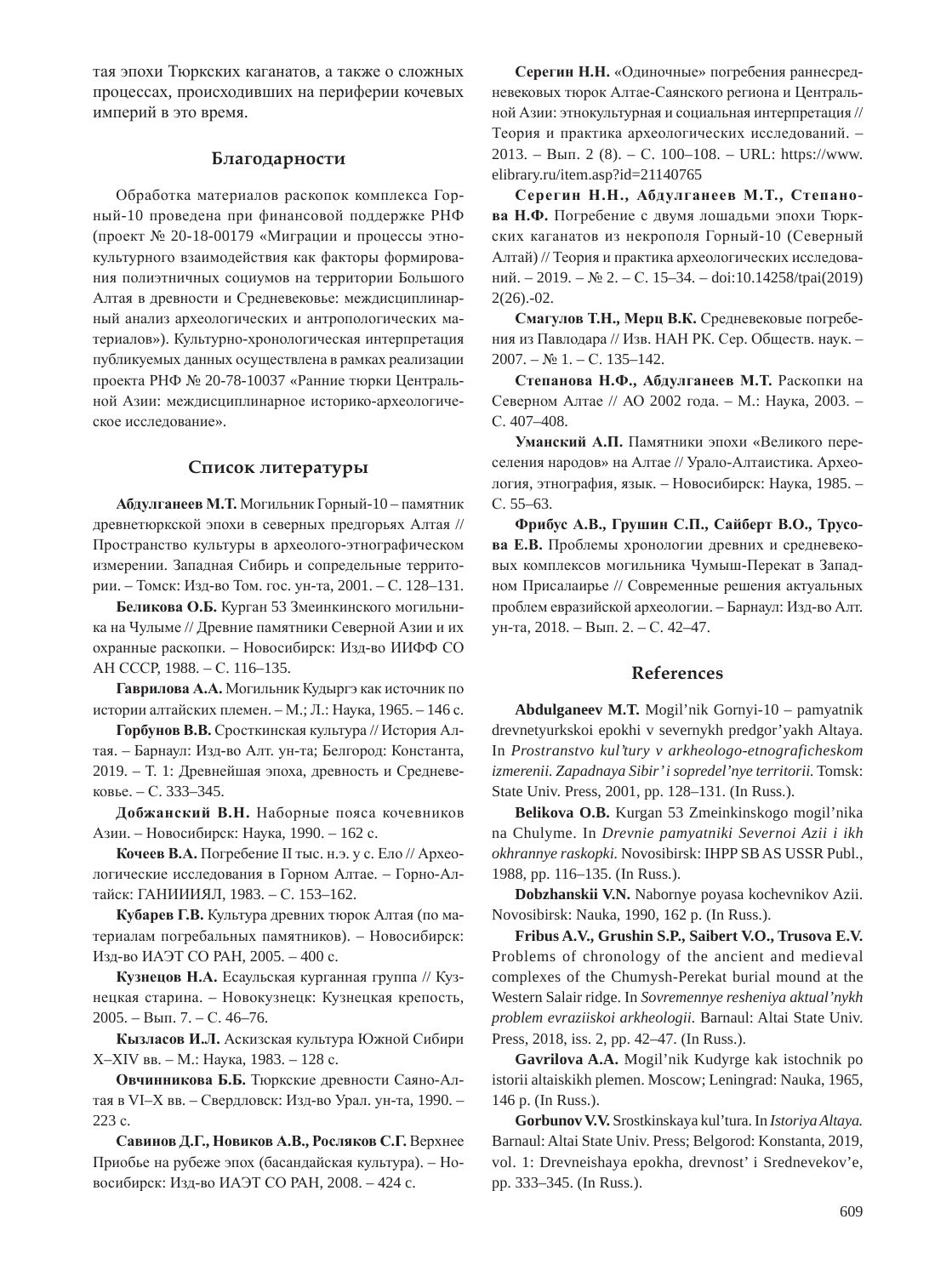тая эпохи Тюркских каганатов, а также о сложных процессах, происходивших на периферии кочевых империй в это время.

## Благодарности

Обработка материалов раскопок комплекса Горный-10 проведена при финансовой поддержке РНФ (проект № 20-18-00179 «Миграции и процессы этнокультурного взаимодействия как факторы формирования полиэтничных социумов на территории Большого Алтая в древности и Средневековье: междисциплинарный анализ археологических и антропологических материалов»). Культурно-хронологическая интерпретация публикуемых данных осуществлена в рамках реализации проекта РНФ № 20-78-10037 «Ранние тюрки Центральной Азии: междисциплинарное историко-археологическое исследование».

## Список литературы

**Абдулганеев М.Т.** Могильник Горный-10 – памятник древнетюркской эпохи в северных предгорьях Алтая // Пространство культуры в археолого-этнографическом измерении. Западная Сибирь и сопредельные территории. – Томск: Изд-во Том. гос. ун-та, 2001. – С. 128–131.

**Беликова О.Б.** Курган 53 Змеинкинского могильника на Чулыме // Древние памятники Северной Азии и их охранные раскопки. – Новосибирск: Изд-во ИИФФ СО АН СССР, 1988. – С. 116–135.

**Гаврилова А.А.** Могильник Кудыргэ как источник по истории алтайских племен. – М.; Л.: Наука, 1965. – 146 с.

**Горбунов В.В.** Сросткинская культура // История Алтая. – Барнаул: Изд-во Алт. ун-та; Белгород: Константа, 2019. – Т. 1: Древнейшая эпоха, древность и Средневековье. – С. 333–345.

**Добжанский В.Н.** Наборные пояса кочевников Азии. – Новосибирск: Наука, 1990. – 162 с.

**Кочеев В.А.** Погребение II тыс. н.э. у с. Ело // Археологические исследования в Горном Алтае. – Горно-Алтайск: ГАНИИИЯЛ, 1983. – С. 153–162.

**Кубарев Г.В.** Культура древних тюрок Алтая (по материалам погребальных памятников). – Новосибирск: Изд-во ИАЭТ СО РАН, 2005. – 400 с.

**Кузнецов Н.А.** Есаульская курганная группа // Кузнецкая старина. – Новокузнецк: Кузнецкая крепость, 2005. – Вып. 7. – С. 46–76.

**Кызласов И.Л.** Аскизская культура Южной Сибири X–XIV вв. – М.: Наука, 1983. – 128 с.

**Овчинникова Б.Б.** Тюркские древности Саяно-Алтая в VI–X вв. – Свердловск: Изд-во Урал. ун-та, 1990. – 223 с.

**Савинов Д.Г., Новиков А.В., Росляков С.Г.** Верхнее Приобье на рубеже эпох (басандайская культура). – Новосибирск: Изд-во ИАЭТ СО РАН, 2008. – 424 с.

**Серегин Н.Н.** «Одиночные» погребения раннесредневековых тюрок Алтае-Саянского региона и Центральной Азии: этнокультурная и социальная интерпретация // Теория и практика археологических исследований. – 2013. – Вып. 2 (8). – С. 100–108. – URL: https://www.elibrary.ru/item.asp?id=21140765

**Серегин Н.Н., Абдулганеев М.Т., Степанова Н.Ф.** Погребение с двумя лошадьми эпохи Тюркских каганатов из некрополя Горный-10 (Северный Алтай) // Теория и практика археологических исследований. – 2019. – № 2. – С. 15–34. – doi:10.14258/tpai(2019)2(26).-02.

**Смагулов Т.Н., Мерц В.К.** Средневековые погребения из Павлодара // Изв. НАН РК. Сер. Обществ. наук. – 2007. – № 1. – С. 135–142.

**Степанова Н.Ф., Абдулганеев М.Т.** Раскопки на Северном Алтае // АО 2002 года. – М.: Наука, 2003. – С. 407–408.

**Уманский А.П.** Памятники эпохи «Великого переселения народов» на Алтае // Урало-Алтаистика. Археология, этнография, язык. – Новосибирск: Наука, 1985. – С. 55–63.

**Фрибус А.В., Грушин С.П., Сайберт В.О., Трусова Е.В.** Проблемы хронологии древних и средневековых комплексов могильника Чумыш-Перекат в Западном Присалаирье // Современные решения актуальных проблем евразийской археологии. – Барнаул: Изд-во Алт. ун-та, 2018. – Вып. 2. – С. 42–47.

## References

**Abdulganeev M.T.** Mogil'nik Gornyi-10 – pamyatnik drevnetyurkskoi epokhi v severnykh predgor'yakh Altaya. In *Prostranstvo kul'tury v arkheologo-etnograficheskom izmerenii. Zapadnaya Sibir' i sopredel'nye territorii.* Tomsk: State Univ. Press, 2001, pp. 128–131. (In Russ.).

**Belikova O.B.** Kurgan 53 Zmeinkinskogo mogil'nika na Chulyme. In *Drevnie pamyatniki Severnoi Azii i ikh okhrannye raskopki.* Novosibirsk: IHPP SB AS USSR Publ., 1988, pp. 116–135. (In Russ.).

**Dobzhanskii V.N.** Nabornye poyasa kochevnikov Azii. Novosibirsk: Nauka, 1990, 162 p. (In Russ.).

**Fribus A.V., Grushin S.P., Saibert V.O., Trusova E.V.** Problems of chronology of the ancient and medieval complexes of the Chumysh-Perekat burial mound at the Western Salair ridge. In *Sovremennye resheniya aktual'nykh problem evraziiskoi arkheologii.* Barnaul: Altai State Univ. Press, 2018, iss. 2, pp. 42–47. (In Russ.).

**Gavrilova A.A.** Mogil'nik Kudyrge kak istochnik po istorii altaiskikh plemen. Moscow; Leningrad: Nauka, 1965, 146 p. (In Russ.).

**Gorbunov V.V.** Srostkinskaya kul'tura. In *Istoriya Altaya.* Barnaul: Altai State Univ. Press; Belgorod: Konstanta, 2019, vol. 1: Drevneishaya epokha, drevnost' i Srednevekov'e, pp. 333–345. (In Russ.).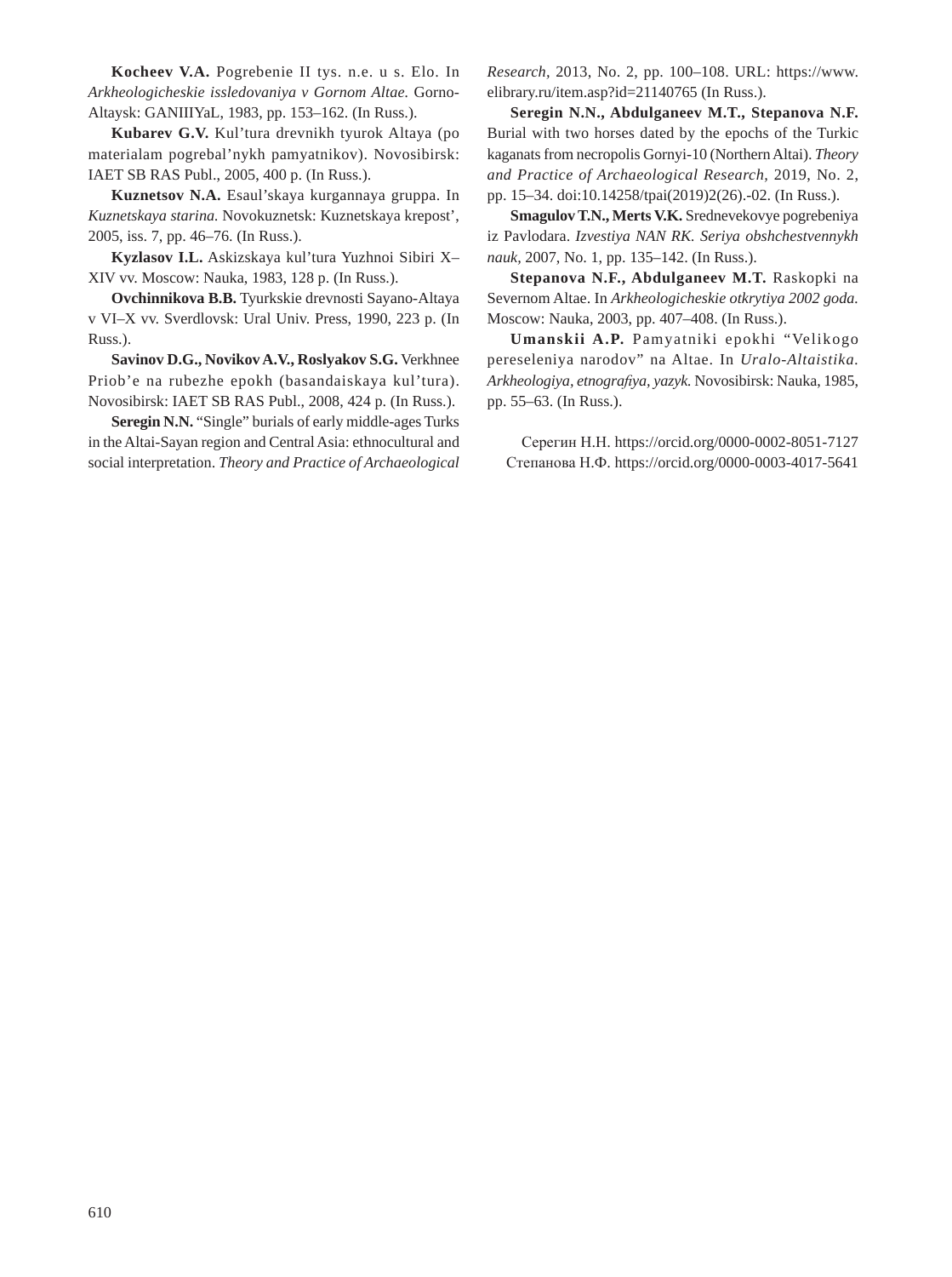**Kocheev V.A.** Pogrebenie II tys. n.e. u s. Elo. In *Arkheologicheskie issledovaniya v Gornom Altae.* Gorno-Altaysk: GANIIIYaL, 1983, pp. 153–162. (In Russ.).

**Kubarev G.V.** Kul'tura drevnikh tyurok Altaya (po materialam pogrebal'nykh pamyatnikov). Novosibirsk: IAET SB RAS Publ., 2005, 400 p. (In Russ.).

**Kuznetsov N.A.** Esaul'skaya kurgannaya gruppa. In *Kuznetskaya starina.* Novokuznetsk: Kuznetskaya krepost', 2005, iss. 7, pp. 46–76. (In Russ.).

**Kyzlasov I.L.** Askizskaya kul'tura Yuzhnoi Sibiri X–XIV vv. Moscow: Nauka, 1983, 128 p. (In Russ.).

**Ovchinnikova B.B.** Tyurkskie drevnosti Sayano-Altaya v VI–X vv. Sverdlovsk: Ural Univ. Press, 1990, 223 p. (In Russ.).

**Savinov D.G., Novikov A.V., Roslyakov S.G.** Verkhnee Priob'e na rubezhe epokh (basandaiskaya kul'tura). Novosibirsk: IAET SB RAS Publ., 2008, 424 p. (In Russ.).

**Seregin N.N.** "Single" burials of early middle-ages Turks in the Altai-Sayan region and Central Asia: ethnocultural and social interpretation. *Theory and Practice of Archaeological Research*, 2013, No. 2, pp. 100–108. URL: https://www.elibrary.ru/item.asp?id=21140765 (In Russ.).

**Seregin N.N., Abdulganeev M.T., Stepanova N.F.** Burial with two horses dated by the epochs of the Turkic kaganats from necropolis Gornyi-10 (Northern Altai). *Theory and Practice of Archaeological Research*, 2019, No. 2, pp. 15–34. doi:10.14258/tpai(2019)2(26).-02. (In Russ.).

**Smagulov T.N., Merts V.K.** Srednevekovye pogrebeniya iz Pavlodara. *Izvestiya NAN RK. Seriya obshchestvennykh nauk*, 2007, No. 1, pp. 135–142. (In Russ.).

**Stepanova N.F., Abdulganeev M.T.** Raskopki na Severnom Altae. In *Arkheologicheskie otkrytiya 2002 goda.* Moscow: Nauka, 2003, pp. 407–408. (In Russ.).

**Umanskii A.P.** Pamyatniki epokhi "Velikogo pereseleniya narodov" na Altae. In *Uralo-Altaistika. Arkheologiya, etnografiya, yazyk.* Novosibirsk: Nauka, 1985, pp. 55–63. (In Russ.).

Серегин Н.Н. https://orcid.org/0000-0002-8051-7127
Степанова Н.Ф. https://orcid.org/0000-0003-4017-5641